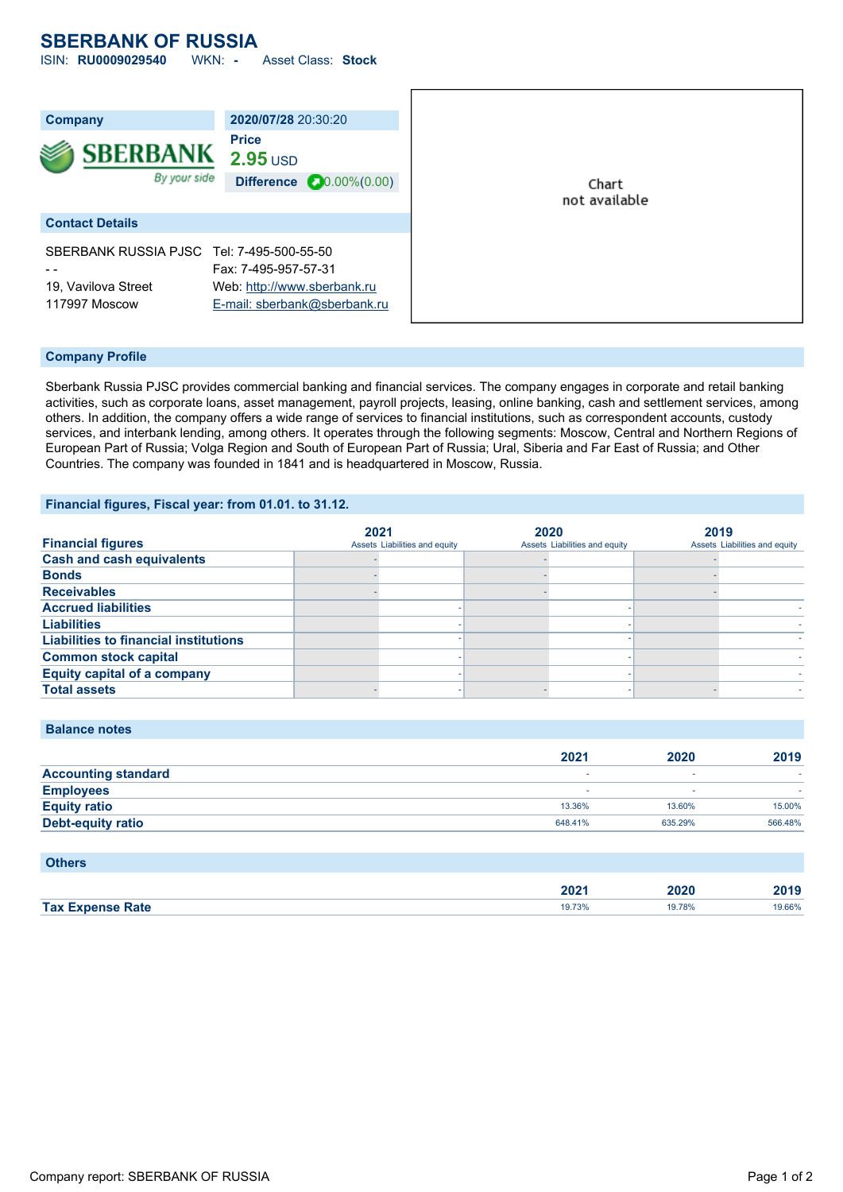# SBERBANK OF RUSSIA

ISIN: **RU0009029540** WKN: **-** Asset Class: **Stock**

| Company | 2020/07/28 20:30:20 |
|---|---|
| SBERBANK By your side | **Price** 2.95 USD |
| | **Difference** 0.00%(0.00) |

Chart not available

## Contact Details

SBERBANK RUSSIA PJSC
- -
19, Vavilova Street
117997 Moscow

Tel: 7-495-500-55-50
Fax: 7-495-957-57-31
Web: http://www.sberbank.ru
E-mail: sberbank@sberbank.ru

## Company Profile

Sberbank Russia PJSC provides commercial banking and financial services. The company engages in corporate and retail banking activities, such as corporate loans, asset management, payroll projects, leasing, online banking, cash and settlement services, among others. In addition, the company offers a wide range of services to financial institutions, such as correspondent accounts, custody services, and interbank lending, among others. It operates through the following segments: Moscow, Central and Northern Regions of European Part of Russia; Volga Region and South of European Part of Russia; Ural, Siberia and Far East of Russia; and Other Countries. The company was founded in 1841 and is headquartered in Moscow, Russia.

## Financial figures, Fiscal year: from 01.01. to 31.12.

| Financial figures | 2021 Assets | 2021 Liabilities and equity | 2020 Assets | 2020 Liabilities and equity | 2019 Assets | 2019 Liabilities and equity |
|---|---|---|---|---|---|---|
| Cash and cash equivalents | - | | - | | - | |
| Bonds | - | | - | | - | |
| Receivables | - | | - | | - | |
| Accrued liabilities | | - | | - | | - |
| Liabilities | | - | | - | | - |
| Liabilities to financial institutions | | - | | - | | - |
| Common stock capital | | - | | - | | - |
| Equity capital of a company | | - | | - | | - |
| Total assets | - | - | - | - | - | - |

## Balance notes

| | 2021 | 2020 | 2019 |
|---|---|---|---|
| Accounting standard | - | - | - |
| Employees | - | - | - |
| Equity ratio | 13.36% | 13.60% | 15.00% |
| Debt-equity ratio | 648.41% | 635.29% | 566.48% |

## Others

| | 2021 | 2020 | 2019 |
|---|---|---|---|
| Tax Expense Rate | 19.73% | 19.78% | 19.66% |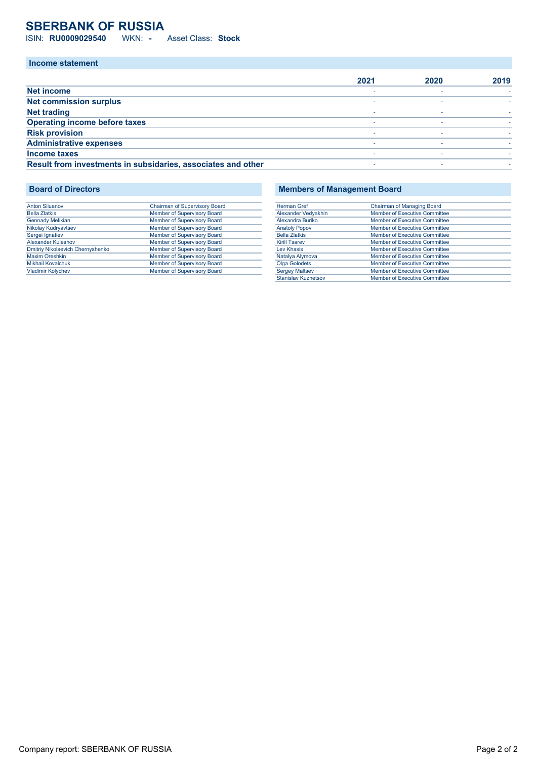# SBERBANK OF RUSSIA

ISIN: **RU0009029540** WKN: **-** Asset Class: **Stock**

## Income statement

| | 2021 | 2020 | 2019 |
|---|---|---|---|
| **Net income** | - | - | - |
| **Net commission surplus** | - | - | - |
| **Net trading** | - | - | - |
| **Operating income before taxes** | - | - | - |
| **Risk provision** | - | - | - |
| **Administrative expenses** | - | - | - |
| **Income taxes** | - | - | - |
| **Result from investments in subsidaries, associates and other** | - | - | - |

## Board of Directors

| | |
|---|---|
| Anton Siluanov | Chairman of Supervisory Board |
| Bella Zlatkis | Member of Supervisory Board |
| Gennady Melikian | Member of Supervisory Board |
| Nikolay Kudryavtsev | Member of Supervisory Board |
| Sergei Ignatiev | Member of Supervisory Board |
| Alexander Kuleshov | Member of Supervisory Board |
| Dmitriy Nikolaevich Chernyshenko | Member of Supervisory Board |
| Maxim Oreshkin | Member of Supervisory Board |
| Mikhail Kovalchuk | Member of Supervisory Board |
| Vladimir Kolychev | Member of Supervisory Board |

## Members of Management Board

| | |
|---|---|
| Herman Gref | Chairman of Managing Board |
| Alexander Vedyakhin | Member of Executive Committee |
| Alexandra Buriko | Member of Executive Committee |
| Anatoly Popov | Member of Executive Committee |
| Bella Zlatkis | Member of Executive Committee |
| Kirill Tsarev | Member of Executive Committee |
| Lev Khasis | Member of Executive Committee |
| Natalya Alymova | Member of Executive Committee |
| Olga Golodets | Member of Executive Committee |
| Sergey Maltsev | Member of Executive Committee |
| Stanislav Kuznetsov | Member of Executive Committee |